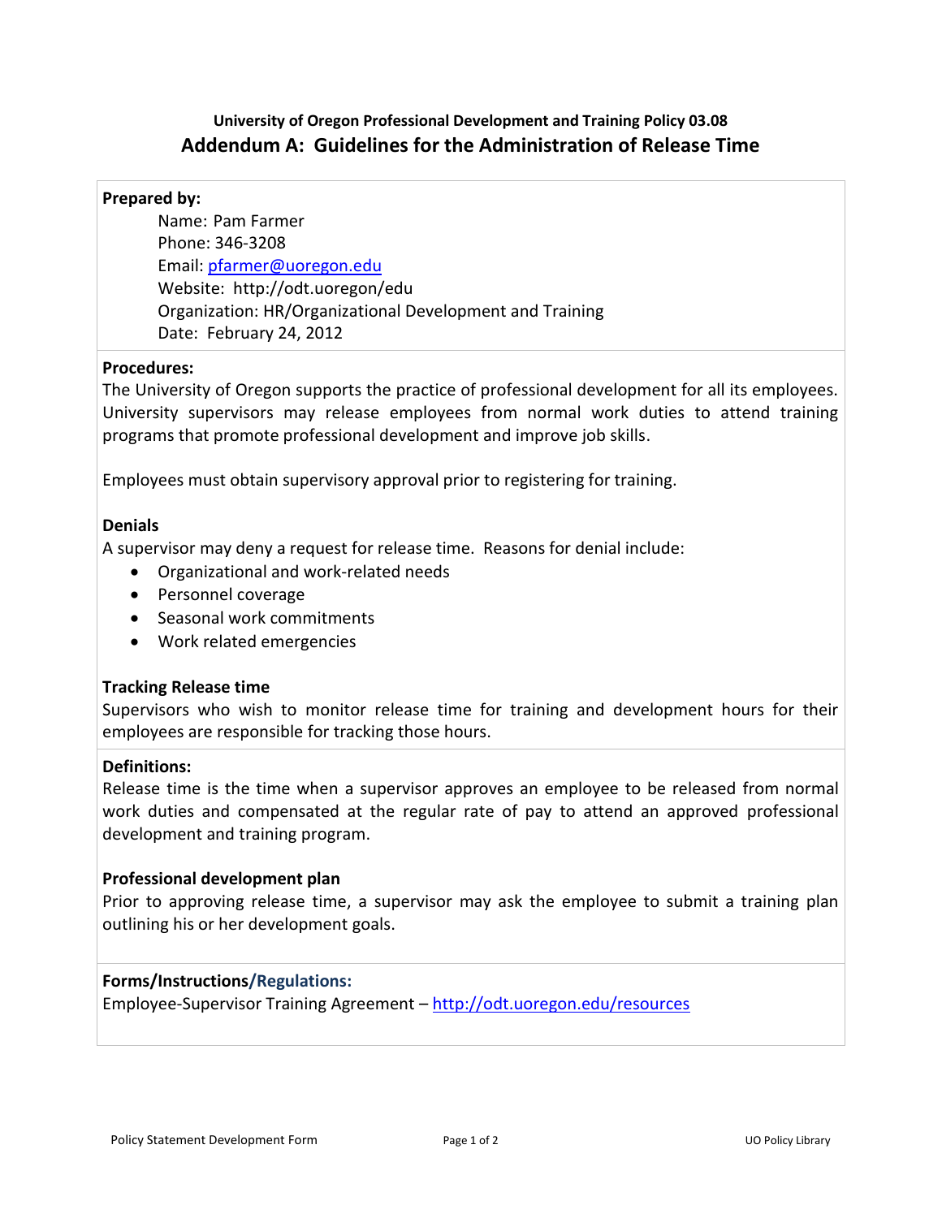**University of Oregon Professional Development and Training Policy 03.08**

# Addendum A: Guidelines for the Administration of Release Time

**Prepared by:**

Name: Pam Farmer
Phone: 346-3208
Email: pfarmer@uoregon.edu
Website: http://odt.uoregon/edu
Organization: HR/Organizational Development and Training
Date: February 24, 2012

**Procedures:**

The University of Oregon supports the practice of professional development for all its employees. University supervisors may release employees from normal work duties to attend training programs that promote professional development and improve job skills.

Employees must obtain supervisory approval prior to registering for training.

**Denials**

A supervisor may deny a request for release time. Reasons for denial include:

- Organizational and work-related needs
- Personnel coverage
- Seasonal work commitments
- Work related emergencies

**Tracking Release time**

Supervisors who wish to monitor release time for training and development hours for their employees are responsible for tracking those hours.

**Definitions:**

Release time is the time when a supervisor approves an employee to be released from normal work duties and compensated at the regular rate of pay to attend an approved professional development and training program.

**Professional development plan**

Prior to approving release time, a supervisor may ask the employee to submit a training plan outlining his or her development goals.

**Forms/Instructions/Regulations:**

Employee-Supervisor Training Agreement – http://odt.uoregon.edu/resources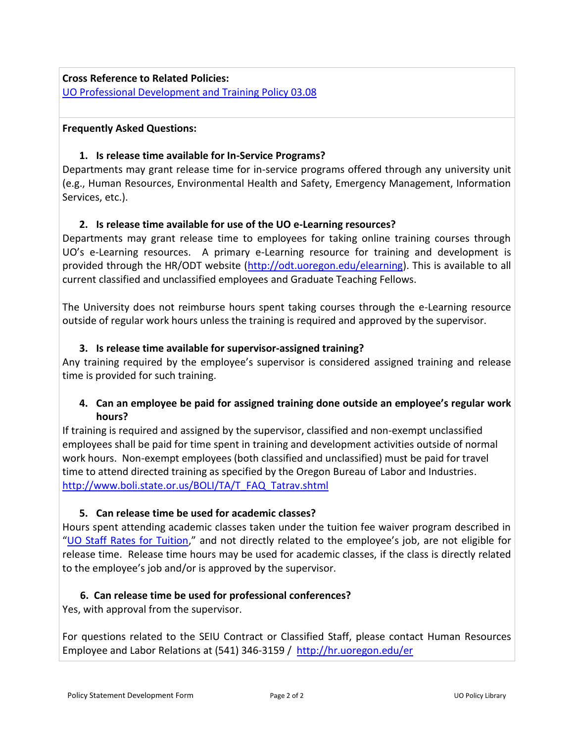**Cross Reference to Related Policies:**
[UO Professional Development and Training Policy 03.08]

**Frequently Asked Questions:**

1. **Is release time available for In-Service Programs?**

Departments may grant release time for in-service programs offered through any university unit (e.g., Human Resources, Environmental Health and Safety, Emergency Management, Information Services, etc.).

2. **Is release time available for use of the UO e-Learning resources?**

Departments may grant release time to employees for taking online training courses through UO's e-Learning resources. A primary e-Learning resource for training and development is provided through the HR/ODT website (http://odt.uoregon.edu/elearning). This is available to all current classified and unclassified employees and Graduate Teaching Fellows.

The University does not reimburse hours spent taking courses through the e-Learning resource outside of regular work hours unless the training is required and approved by the supervisor.

3. **Is release time available for supervisor-assigned training?**

Any training required by the employee's supervisor is considered assigned training and release time is provided for such training.

4. **Can an employee be paid for assigned training done outside an employee's regular work hours?**

If training is required and assigned by the supervisor, classified and non-exempt unclassified employees shall be paid for time spent in training and development activities outside of normal work hours. Non-exempt employees (both classified and unclassified) must be paid for travel time to attend directed training as specified by the Oregon Bureau of Labor and Industries. http://www.boli.state.or.us/BOLI/TA/T_FAQ_Tatrav.shtml

5. **Can release time be used for academic classes?**

Hours spent attending academic classes taken under the tuition fee waiver program described in "UO Staff Rates for Tuition," and not directly related to the employee's job, are not eligible for release time. Release time hours may be used for academic classes, if the class is directly related to the employee's job and/or is approved by the supervisor.

6. **Can release time be used for professional conferences?**

Yes, with approval from the supervisor.

For questions related to the SEIU Contract or Classified Staff, please contact Human Resources Employee and Labor Relations at (541) 346-3159 / http://hr.uoregon.edu/er